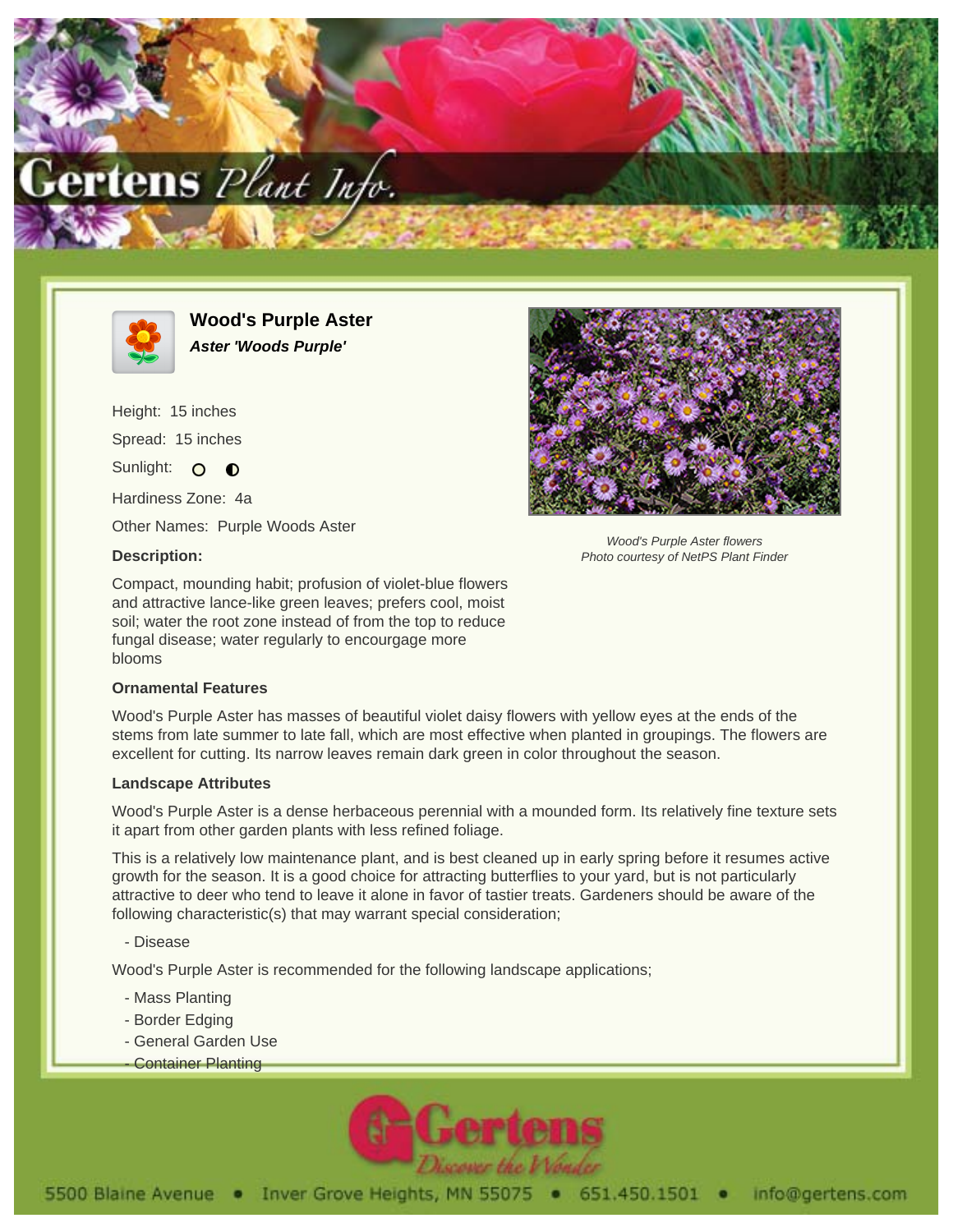# Wood's Purple Aster

***Aster 'Woods Purple'***

Height: 15 inches

Spread: 15 inches

Sunlight: ○ ◐

Hardiness Zone: 4a

Other Names: Purple Woods Aster

**Description:**

Compact, mounding habit; profusion of violet-blue flowers and attractive lance-like green leaves; prefers cool, moist soil; water the root zone instead of from the top to reduce fungal disease; water regularly to encourgage more blooms

*Wood's Purple Aster flowers*
*Photo courtesy of NetPS Plant Finder*

### Ornamental Features

Wood's Purple Aster has masses of beautiful violet daisy flowers with yellow eyes at the ends of the stems from late summer to late fall, which are most effective when planted in groupings. The flowers are excellent for cutting. Its narrow leaves remain dark green in color throughout the season.

### Landscape Attributes

Wood's Purple Aster is a dense herbaceous perennial with a mounded form. Its relatively fine texture sets it apart from other garden plants with less refined foliage.

This is a relatively low maintenance plant, and is best cleaned up in early spring before it resumes active growth for the season. It is a good choice for attracting butterflies to your yard, but is not particularly attractive to deer who tend to leave it alone in favor of tastier treats. Gardeners should be aware of the following characteristic(s) that may warrant special consideration;

- Disease

Wood's Purple Aster is recommended for the following landscape applications;

- Mass Planting
- Border Edging
- General Garden Use
- Container Planting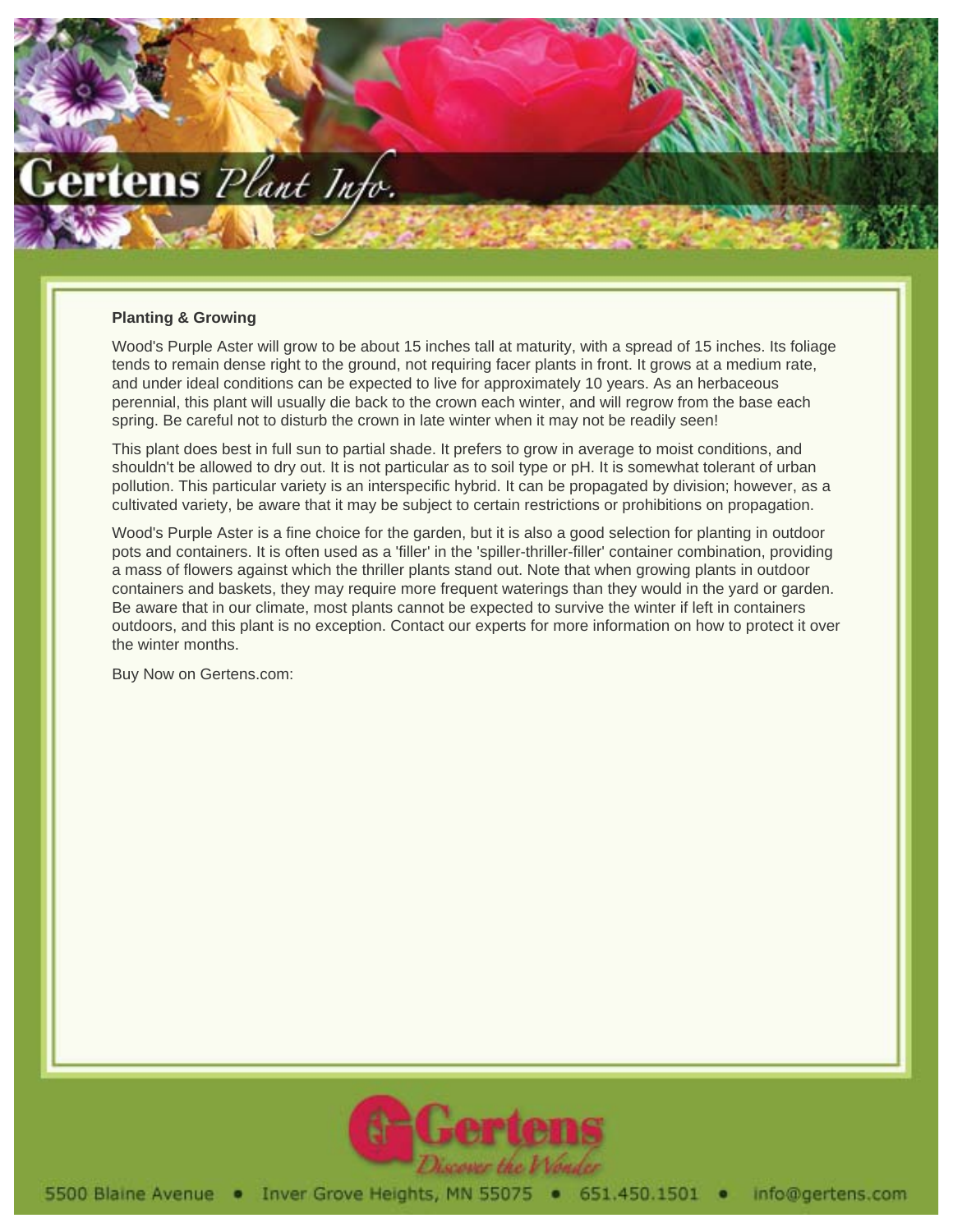## Planting & Growing

Wood's Purple Aster will grow to be about 15 inches tall at maturity, with a spread of 15 inches. Its foliage tends to remain dense right to the ground, not requiring facer plants in front. It grows at a medium rate, and under ideal conditions can be expected to live for approximately 10 years. As an herbaceous perennial, this plant will usually die back to the crown each winter, and will regrow from the base each spring. Be careful not to disturb the crown in late winter when it may not be readily seen!

This plant does best in full sun to partial shade. It prefers to grow in average to moist conditions, and shouldn't be allowed to dry out. It is not particular as to soil type or pH. It is somewhat tolerant of urban pollution. This particular variety is an interspecific hybrid. It can be propagated by division; however, as a cultivated variety, be aware that it may be subject to certain restrictions or prohibitions on propagation.

Wood's Purple Aster is a fine choice for the garden, but it is also a good selection for planting in outdoor pots and containers. It is often used as a 'filler' in the 'spiller-thriller-filler' container combination, providing a mass of flowers against which the thriller plants stand out. Note that when growing plants in outdoor containers and baskets, they may require more frequent waterings than they would in the yard or garden. Be aware that in our climate, most plants cannot be expected to survive the winter if left in containers outdoors, and this plant is no exception. Contact our experts for more information on how to protect it over the winter months.

Buy Now on Gertens.com: